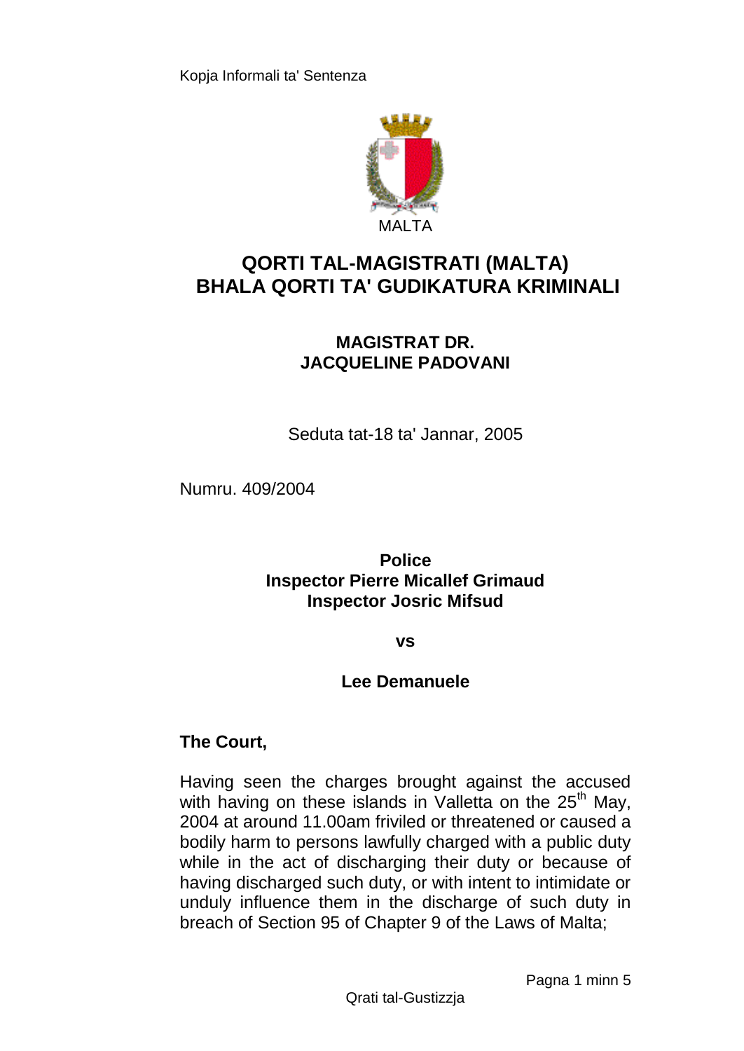Kopja Informali ta' Sentenza

MALTA

# QORTI TAL-MAGISTRATI (MALTA)
# BHALA QORTI TA' GUDIKATURA KRIMINALI

**MAGISTRAT DR.**
**JACQUELINE PADOVANI**

Seduta tat-18 ta' Jannar, 2005

Numru. 409/2004

**Police**
**Inspector Pierre Micallef Grimaud**
**Inspector Josric Mifsud**

**vs**

**Lee Demanuele**

**The Court,**

Having seen the charges brought against the accused with having on these islands in Valletta on the 25th May, 2004 at around 11.00am friviled or threatened or caused a bodily harm to persons lawfully charged with a public duty while in the act of discharging their duty or because of having discharged such duty, or with intent to intimidate or unduly influence them in the discharge of such duty in breach of Section 95 of Chapter 9 of the Laws of Malta;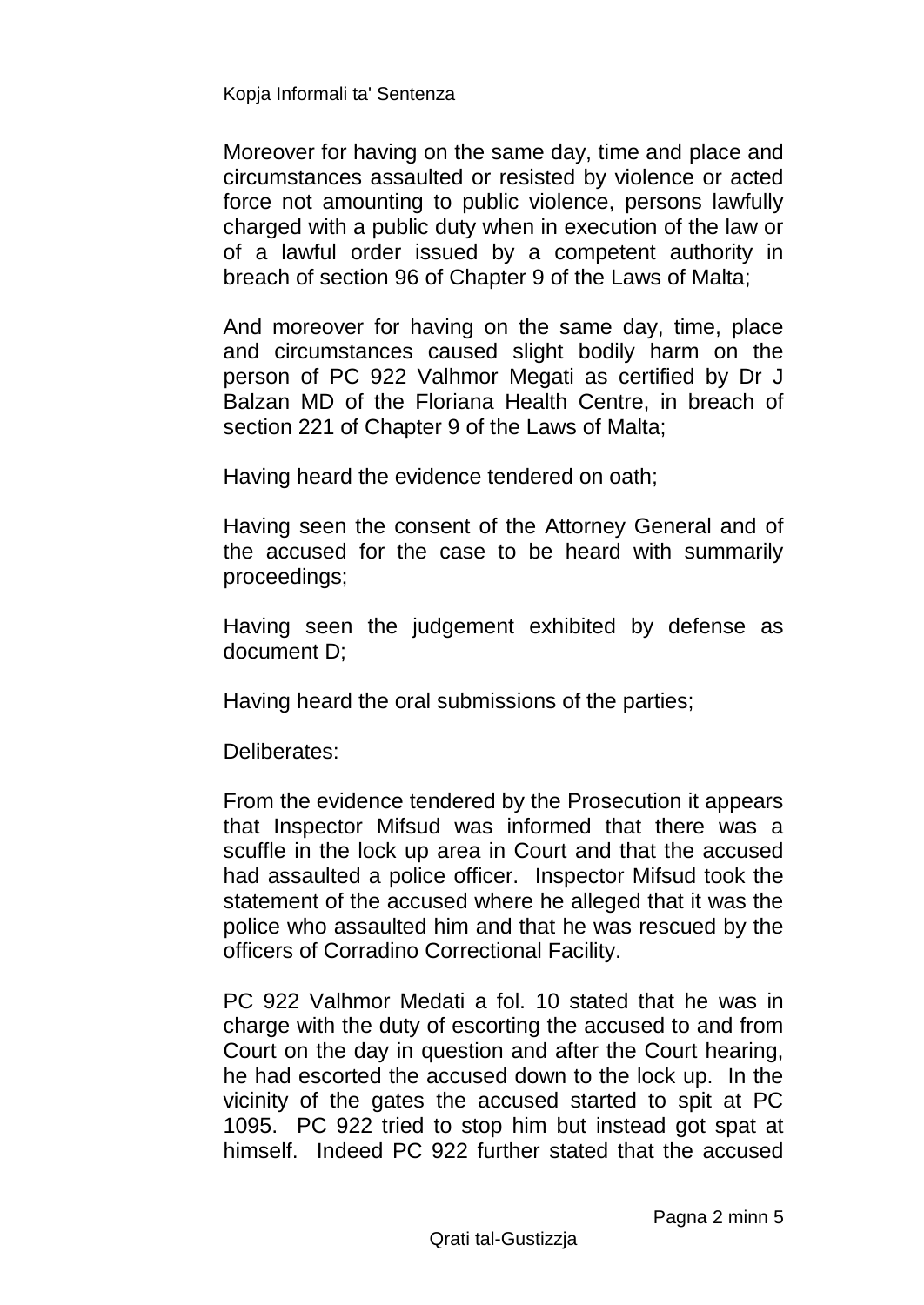Moreover for having on the same day, time and place and circumstances assaulted or resisted by violence or acted force not amounting to public violence, persons lawfully charged with a public duty when in execution of the law or of a lawful order issued by a competent authority in breach of section 96 of Chapter 9 of the Laws of Malta;

And moreover for having on the same day, time, place and circumstances caused slight bodily harm on the person of PC 922 Valhmor Megati as certified by Dr J Balzan MD of the Floriana Health Centre, in breach of section 221 of Chapter 9 of the Laws of Malta;

Having heard the evidence tendered on oath;

Having seen the consent of the Attorney General and of the accused for the case to be heard with summarily proceedings;

Having seen the judgement exhibited by defense as document D;

Having heard the oral submissions of the parties;

Deliberates:

From the evidence tendered by the Prosecution it appears that Inspector Mifsud was informed that there was a scuffle in the lock up area in Court and that the accused had assaulted a police officer. Inspector Mifsud took the statement of the accused where he alleged that it was the police who assaulted him and that he was rescued by the officers of Corradino Correctional Facility.

PC 922 Valhmor Medati a fol. 10 stated that he was in charge with the duty of escorting the accused to and from Court on the day in question and after the Court hearing, he had escorted the accused down to the lock up. In the vicinity of the gates the accused started to spit at PC 1095. PC 922 tried to stop him but instead got spat at himself. Indeed PC 922 further stated that the accused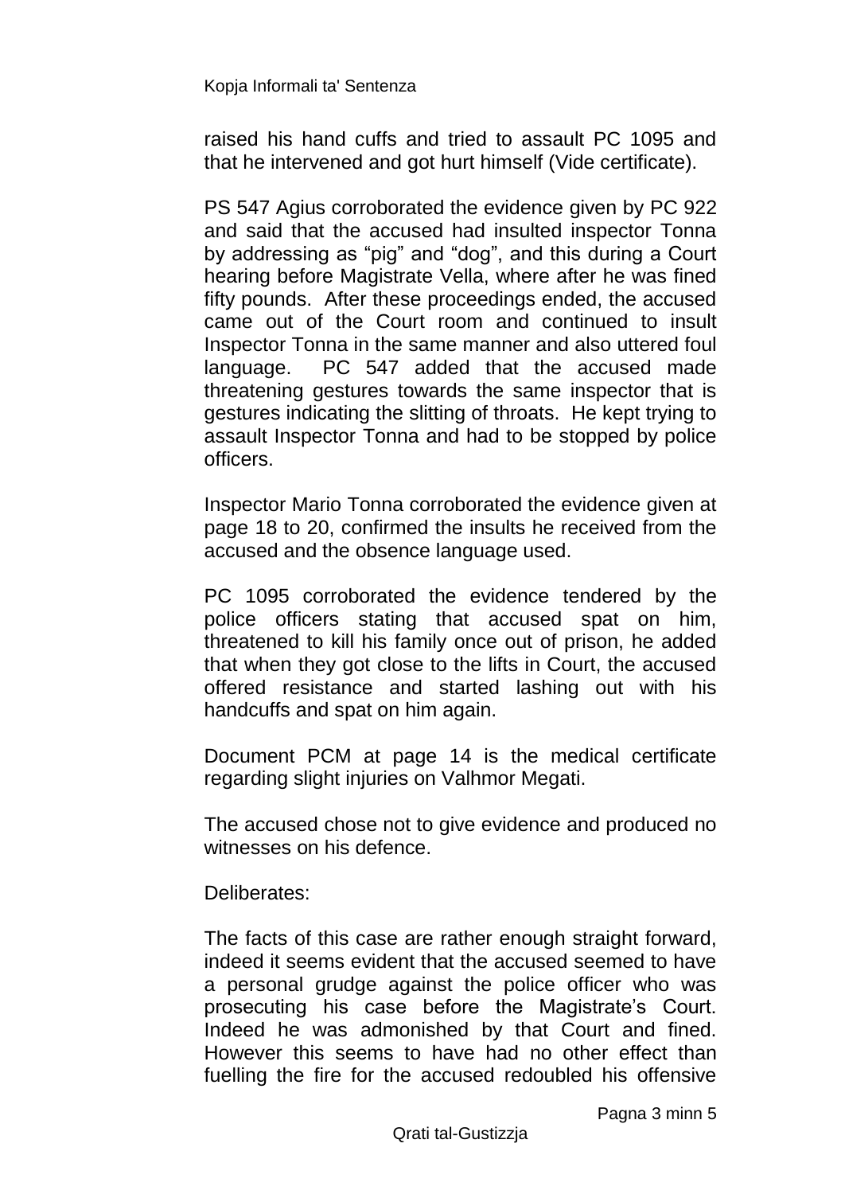raised his hand cuffs and tried to assault PC 1095 and that he intervened and got hurt himself (Vide certificate).

PS 547 Agius corroborated the evidence given by PC 922 and said that the accused had insulted inspector Tonna by addressing as "pig" and "dog", and this during a Court hearing before Magistrate Vella, where after he was fined fifty pounds. After these proceedings ended, the accused came out of the Court room and continued to insult Inspector Tonna in the same manner and also uttered foul language. PC 547 added that the accused made threatening gestures towards the same inspector that is gestures indicating the slitting of throats. He kept trying to assault Inspector Tonna and had to be stopped by police officers.

Inspector Mario Tonna corroborated the evidence given at page 18 to 20, confirmed the insults he received from the accused and the obsence language used.

PC 1095 corroborated the evidence tendered by the police officers stating that accused spat on him, threatened to kill his family once out of prison, he added that when they got close to the lifts in Court, the accused offered resistance and started lashing out with his handcuffs and spat on him again.

Document PCM at page 14 is the medical certificate regarding slight injuries on Valhmor Megati.

The accused chose not to give evidence and produced no witnesses on his defence.

Deliberates:

The facts of this case are rather enough straight forward, indeed it seems evident that the accused seemed to have a personal grudge against the police officer who was prosecuting his case before the Magistrate's Court. Indeed he was admonished by that Court and fined. However this seems to have had no other effect than fuelling the fire for the accused redoubled his offensive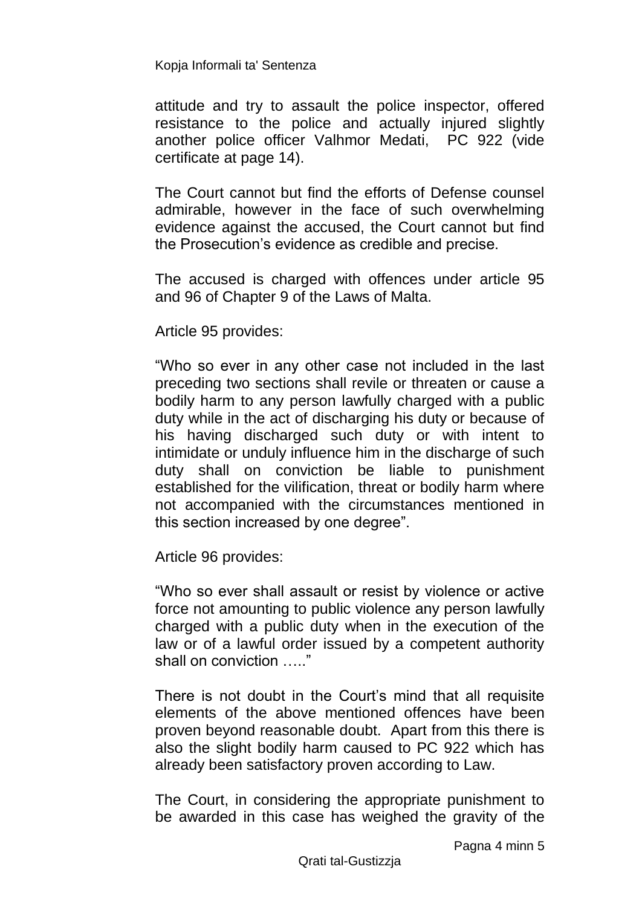attitude and try to assault the police inspector, offered resistance to the police and actually injured slightly another police officer Valhmor Medati, PC 922 (vide certificate at page 14).

The Court cannot but find the efforts of Defense counsel admirable, however in the face of such overwhelming evidence against the accused, the Court cannot but find the Prosecution's evidence as credible and precise.

The accused is charged with offences under article 95 and 96 of Chapter 9 of the Laws of Malta.

Article 95 provides:

"Who so ever in any other case not included in the last preceding two sections shall revile or threaten or cause a bodily harm to any person lawfully charged with a public duty while in the act of discharging his duty or because of his having discharged such duty or with intent to intimidate or unduly influence him in the discharge of such duty shall on conviction be liable to punishment established for the vilification, threat or bodily harm where not accompanied with the circumstances mentioned in this section increased by one degree".

Article 96 provides:

"Who so ever shall assault or resist by violence or active force not amounting to public violence any person lawfully charged with a public duty when in the execution of the law or of a lawful order issued by a competent authority shall on conviction ….."

There is not doubt in the Court's mind that all requisite elements of the above mentioned offences have been proven beyond reasonable doubt. Apart from this there is also the slight bodily harm caused to PC 922 which has already been satisfactory proven according to Law.

The Court, in considering the appropriate punishment to be awarded in this case has weighed the gravity of the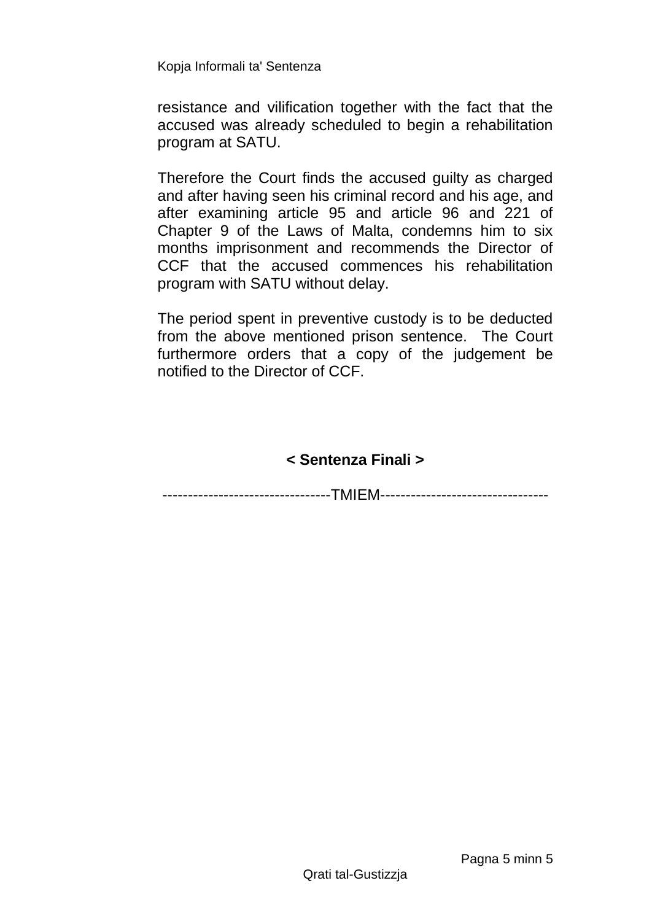resistance and vilification together with the fact that the accused was already scheduled to begin a rehabilitation program at SATU.

Therefore the Court finds the accused guilty as charged and after having seen his criminal record and his age, and after examining article 95 and article 96 and 221 of Chapter 9 of the Laws of Malta, condemns him to six months imprisonment and recommends the Director of CCF that the accused commences his rehabilitation program with SATU without delay.

The period spent in preventive custody is to be deducted from the above mentioned prison sentence. The Court furthermore orders that a copy of the judgement be notified to the Director of CCF.

**< Sentenza Finali >**

---------------------------------TMIEM---------------------------------